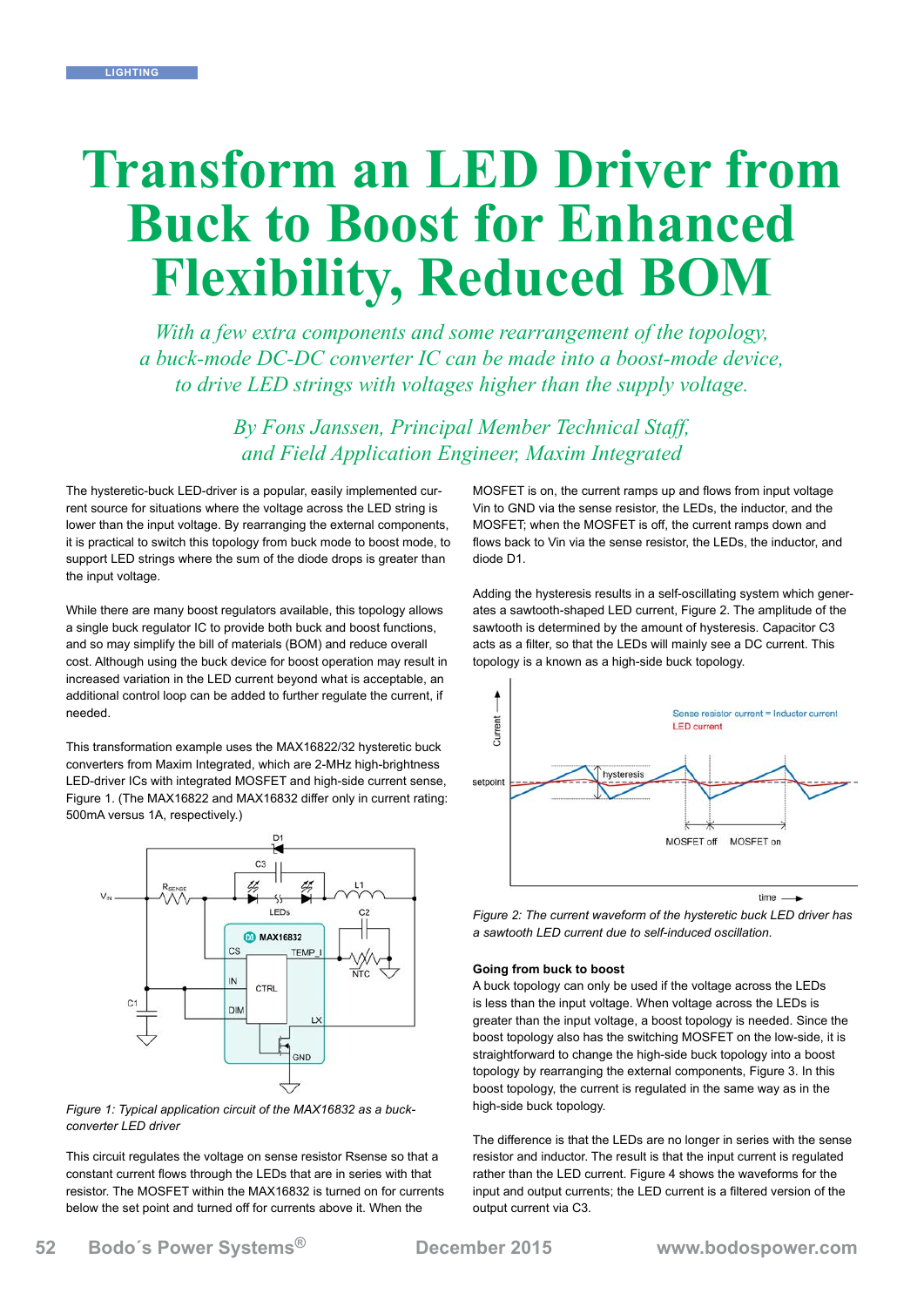# Transform an LED Driver from Buck to Boost for Enhanced Flexibility, Reduced BOM

*With a few extra components and some rearrangement of the topology, a buck-mode DC-DC converter IC can be made into a boost-mode device, to drive LED strings with voltages higher than the supply voltage.*

*By Fons Janssen, Principal Member Technical Staff, and Field Application Engineer, Maxim Integrated*

The hysteretic-buck LED-driver is a popular, easily implemented current source for situations where the voltage across the LED string is lower than the input voltage. By rearranging the external components, it is practical to switch this topology from buck mode to boost mode, to support LED strings where the sum of the diode drops is greater than the input voltage.

While there are many boost regulators available, this topology allows a single buck regulator IC to provide both buck and boost functions, and so may simplify the bill of materials (BOM) and reduce overall cost. Although using the buck device for boost operation may result in increased variation in the LED current beyond what is acceptable, an additional control loop can be added to further regulate the current, if needed.

This transformation example uses the MAX16822/32 hysteretic buck converters from Maxim Integrated, which are 2-MHz high-brightness LED-driver ICs with integrated MOSFET and high-side current sense, Figure 1. (The MAX16822 and MAX16832 differ only in current rating: 500mA versus 1A, respectively.)

*Figure 1: Typical application circuit of the MAX16832 as a buck-converter LED driver*

This circuit regulates the voltage on sense resistor Rsense so that a constant current flows through the LEDs that are in series with that resistor. The MOSFET within the MAX16832 is turned on for currents below the set point and turned off for currents above it. When the MOSFET is on, the current ramps up and flows from input voltage Vin to GND via the sense resistor, the LEDs, the inductor, and the MOSFET; when the MOSFET is off, the current ramps down and flows back to Vin via the sense resistor, the LEDs, the inductor, and diode D1.

Adding the hysteresis results in a self-oscillating system which generates a sawtooth-shaped LED current, Figure 2. The amplitude of the sawtooth is determined by the amount of hysteresis. Capacitor C3 acts as a filter, so that the LEDs will mainly see a DC current. This topology is a known as a high-side buck topology.

*Figure 2: The current waveform of the hysteretic buck LED driver has a sawtooth LED current due to self-induced oscillation.*

**Going from buck to boost**

A buck topology can only be used if the voltage across the LEDs is less than the input voltage. When voltage across the LEDs is greater than the input voltage, a boost topology is needed. Since the boost topology also has the switching MOSFET on the low-side, it is straightforward to change the high-side buck topology into a boost topology by rearranging the external components, Figure 3. In this boost topology, the current is regulated in the same way as in the high-side buck topology.

The difference is that the LEDs are no longer in series with the sense resistor and inductor. The result is that the input current is regulated rather than the LED current. Figure 4 shows the waveforms for the input and output currents; the LED current is a filtered version of the output current via C3.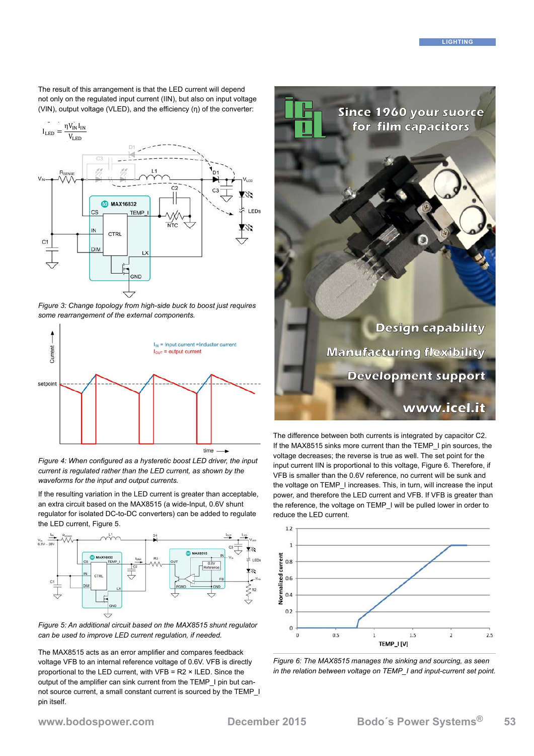The result of this arrangement is that the LED current will depend not only on the regulated input current (IIN), but also on input voltage (VIN), output voltage (VLED), and the efficiency (η) of the converter:

$$I_{LED} = \frac{\eta V_{IN} I_{IN}}{V_{LED}}$$

*Figure 3: Change topology from high-side buck to boost just requires some rearrangement of the external components.*

*Figure 4: When configured as a hysteretic boost LED driver, the input current is regulated rather than the LED current, as shown by the waveforms for the input and output currents.*

If the resulting variation in the LED current is greater than acceptable, an extra circuit based on the MAX8515 (a wide-Input, 0.6V shunt regulator for isolated DC-to-DC converters) can be added to regulate the LED current, Figure 5.

*Figure 5: An additional circuit based on the MAX8515 shunt regulator can be used to improve LED current regulation, if needed.*

The MAX8515 acts as an error amplifier and compares feedback voltage VFB to an internal reference voltage of 0.6V. VFB is directly proportional to the LED current, with VFB = R2 × ILED. Since the output of the amplifier can sink current from the TEMP_I pin but cannot source current, a small constant current is sourced by the TEMP_I pin itself.

The difference between both currents is integrated by capacitor C2. If the MAX8515 sinks more current than the TEMP_I pin sources, the voltage decreases; the reverse is true as well. The set point for the input current IIN is proportional to this voltage, Figure 6. Therefore, if VFB is smaller than the 0.6V reference, no current will be sunk and the voltage on TEMP_I increases. This, in turn, will increase the input power, and therefore the LED current and VFB. If VFB is greater than the reference, the voltage on TEMP_I will be pulled lower in order to reduce the LED current.

*Figure 6: The MAX8515 manages the sinking and sourcing, as seen in the relation between voltage on TEMP_I and input-current set point.*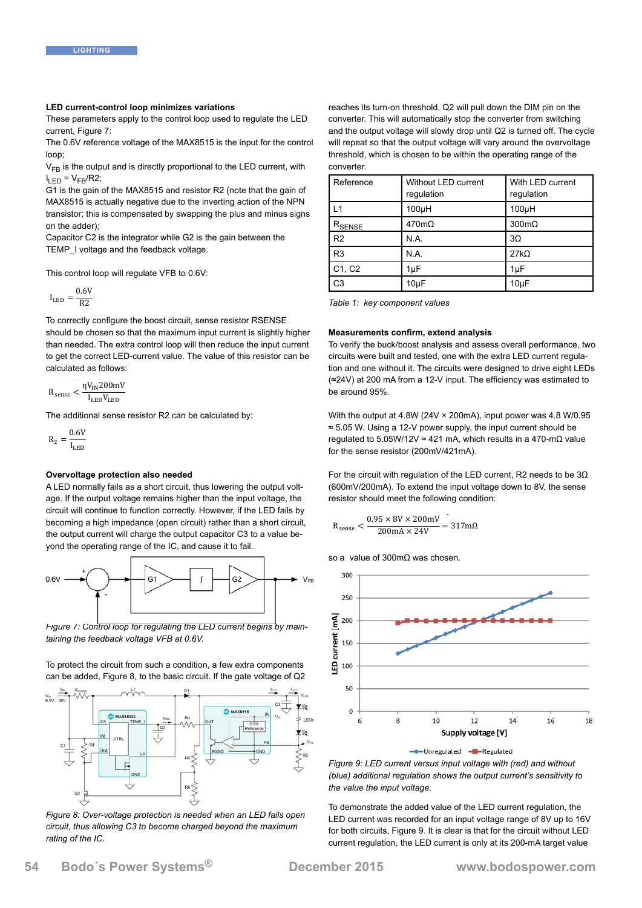### LED current-control loop minimizes variations

These parameters apply to the control loop used to regulate the LED current, Figure 7:

The 0.6V reference voltage of the MAX8515 is the input for the control loop;

$V_{FB}$ is the output and is directly proportional to the LED current, with $I_{LED} = V_{FB}/R2$;

G1 is the gain of the MAX8515 and resistor R2 (note that the gain of MAX8515 is actually negative due to the inverting action of the NPN transistor; this is compensated by swapping the plus and minus signs on the adder);

Capacitor C2 is the integrator while G2 is the gain between the TEMP_I voltage and the feedback voltage.

This control loop will regulate VFB to 0.6V:

$$I_{LED} = \frac{0.6V}{R2}$$

To correctly configure the boost circuit, sense resistor RSENSE should be chosen so that the maximum input current is slightly higher than needed. The extra control loop will then reduce the input current to get the correct LED-current value. The value of this resistor can be calculated as follows:

$$R_{sense} < \frac{\eta V_{IN} 200mV}{I_{LED} V_{LED}}$$

The additional sense resistor R2 can be calculated by:

$$R_2 = \frac{0.6V}{I_{LED}}$$

### Overvoltage protection also needed

A LED normally fails as a short circuit, thus lowering the output voltage. If the output voltage remains higher than the input voltage, the circuit will continue to function correctly. However, if the LED fails by becoming a high impedance (open circuit) rather than a short circuit, the output current will charge the output capacitor C3 to a value beyond the operating range of the IC, and cause it to fail.

*Figure 7: Control loop for regulating the LED current begins by maintaining the feedback voltage VFB at 0.6V.*

To protect the circuit from such a condition, a few extra components can be added, Figure 8, to the basic circuit. If the gate voltage of Q2 reaches its turn-on threshold, Q2 will pull down the DIM pin on the converter. This will automatically stop the converter from switching and the output voltage will slowly drop until Q2 is turned off. The cycle will repeat so that the output voltage will vary around the overvoltage threshold, which is chosen to be within the operating range of the converter.

*Figure 8: Over-voltage protection is needed when an LED fails open circuit, thus allowing C3 to become charged beyond the maximum rating of the IC.*

| Reference | Without LED current regulation | With LED current regulation |
|---|---|---|
| L1 | 100µH | 100µH |
| $R_{SENSE}$ | 470mΩ | 300mΩ |
| R2 | N.A. | 3Ω |
| R3 | N.A. | 27kΩ |
| C1, C2 | 1µF | 1µF |
| C3 | 10µF | 10µF |

*Table 1: key component values*

### Measurements confirm, extend analysis

To verify the buck/boost analysis and assess overall performance, two circuits were built and tested, one with the extra LED current regulation and one without it. The circuits were designed to drive eight LEDs (≈24V) at 200 mA from a 12-V input. The efficiency was estimated to be around 95%.

With the output at 4.8W (24V × 200mA), input power was 4.8 W/0.95 ≈ 5.05 W. Using a 12-V power supply, the input current should be regulated to 5.05W/12V ≈ 421 mA, which results in a 470-mΩ value for the sense resistor (200mV/421mA).

For the circuit with regulation of the LED current, R2 needs to be 3Ω (600mV/200mA). To extend the input voltage down to 8V, the sense resistor should meet the following condition:

$$R_{sense} < \frac{0.95 \times 8V \times 200mV}{200mA \times 24V} = 317m\Omega$$

so a value of 300mΩ was chosen.

*Figure 9: LED current versus input voltage with (red) and without (blue) additional regulation shows the output current's sensitivity to the value the input voltage.*

To demonstrate the added value of the LED current regulation, the LED current was recorded for an input voltage range of 8V up to 16V for both circuits, Figure 9. It is clear is that for the circuit without LED current regulation, the LED current is only at its 200-mA target value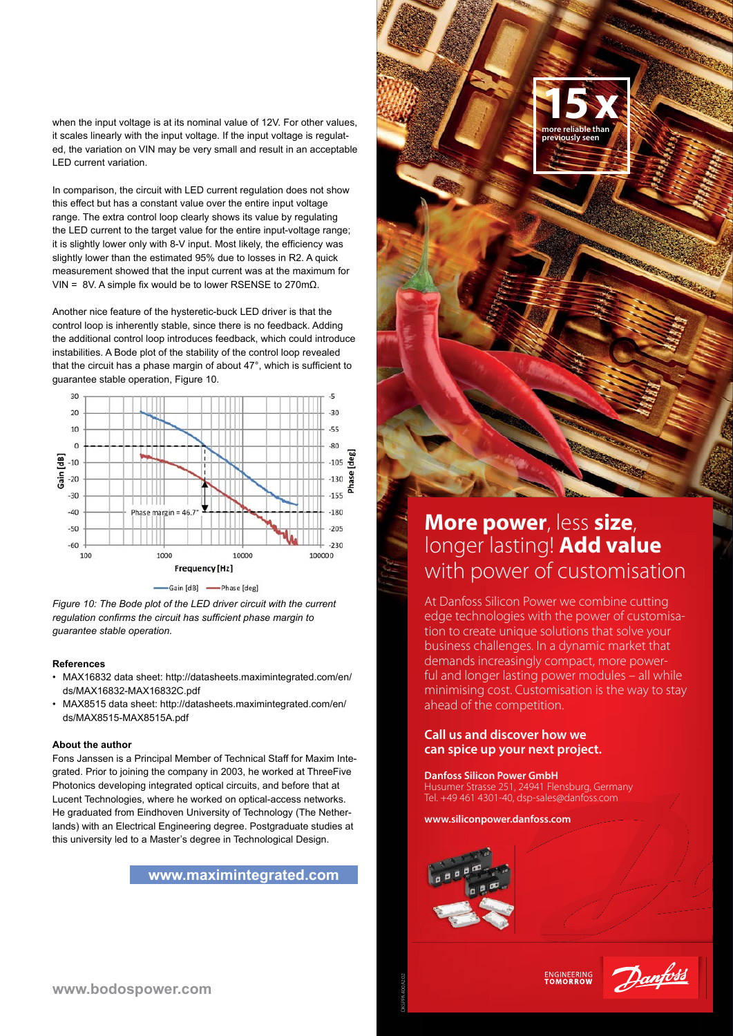when the input voltage is at its nominal value of 12V. For other values, it scales linearly with the input voltage. If the input voltage is regulated, the variation on VIN may be very small and result in an acceptable LED current variation.

In comparison, the circuit with LED current regulation does not show this effect but has a constant value over the entire input voltage range. The extra control loop clearly shows its value by regulating the LED current to the target value for the entire input-voltage range; it is slightly lower only with 8-V input. Most likely, the efficiency was slightly lower than the estimated 95% due to losses in R2. A quick measurement showed that the input current was at the maximum for VIN = 8V. A simple fix would be to lower RSENSE to 270mΩ.

Another nice feature of the hysteretic-buck LED driver is that the control loop is inherently stable, since there is no feedback. Adding the additional control loop introduces feedback, which could introduce instabilities. A Bode plot of the stability of the control loop revealed that the circuit has a phase margin of about 47°, which is sufficient to guarantee stable operation, Figure 10.

Gain [dB]
30
20
10
0
-10
-20
-30
-40
-50
-60

Phase [deg]
-5
-30
-55
-80
-105
-130
-155
-180
-205
-230

Frequency [Hz]
100
1000
10000
100000

Phase margin = 46.7°

Gain [dB]
Phase [deg]

*Figure 10: The Bode plot of the LED driver circuit with the current regulation confirms the circuit has sufficient phase margin to guarantee stable operation.*

#### References

- MAX16832 data sheet: http://datasheets.maximintegrated.com/en/ds/MAX16832-MAX16832C.pdf
- MAX8515 data sheet: http://datasheets.maximintegrated.com/en/ds/MAX8515-MAX8515A.pdf

#### About the author

Fons Janssen is a Principal Member of Technical Staff for Maxim Integrated. Prior to joining the company in 2003, he worked at ThreeFive Photonics developing integrated optical circuits, and before that at Lucent Technologies, where he worked on optical-access networks. He graduated from Eindhoven University of Technology (The Netherlands) with an Electrical Engineering degree. Postgraduate studies at this university led to a Master's degree in Technological Design.

**www.maximintegrated.com**

**15 x**
more reliable than previously seen

## **More power**, less **size**, longer lasting! **Add value** with power of customisation

At Danfoss Silicon Power we combine cutting edge technologies with the power of customisation to create unique solutions that solve your business challenges. In a dynamic market that demands increasingly compact, more powerful and longer lasting power modules – all while minimising cost. Customisation is the way to stay ahead of the competition.

**Call us and discover how we can spice up your next project.**

**Danfoss Silicon Power GmbH**
Husumer Strasse 251, 24941 Flensburg, Germany
Tel. +49 461 4301-40, dsp-sales@danfoss.com

**www.siliconpower.danfoss.com**

ENGINEERING TOMORROW
Danfoss